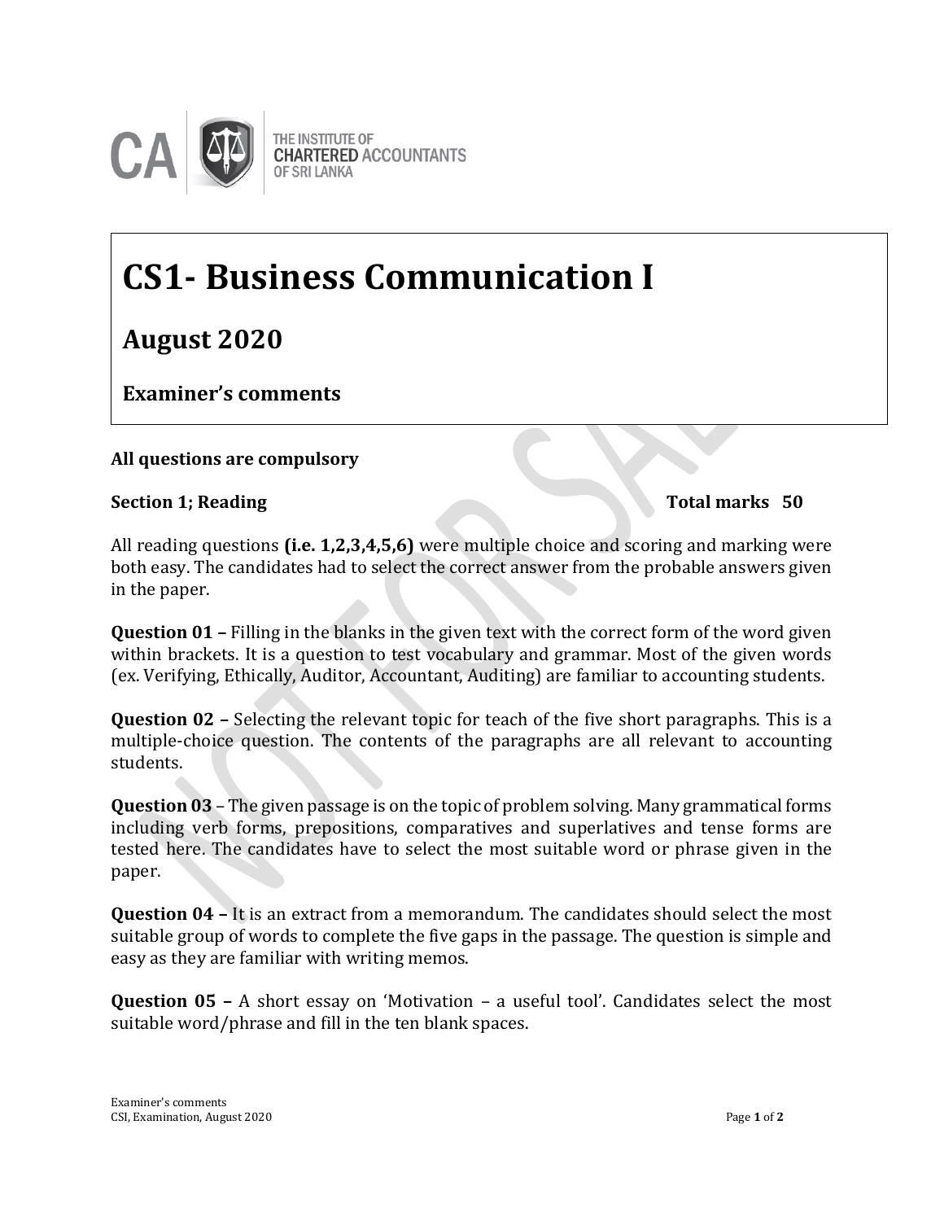THE INSTITUTE OF CHARTERED ACCOUNTANTS OF SRI LANKA

# CS1- Business Communication I

## August 2020

### Examiner's comments

**All questions are compulsory**

**Section 1; Reading** **Total marks 50**

All reading questions **(i.e. 1,2,3,4,5,6)** were multiple choice and scoring and marking were both easy. The candidates had to select the correct answer from the probable answers given in the paper.

**Question 01 –** Filling in the blanks in the given text with the correct form of the word given within brackets. It is a question to test vocabulary and grammar. Most of the given words (ex. Verifying, Ethically, Auditor, Accountant, Auditing) are familiar to accounting students.

**Question 02 –** Selecting the relevant topic for teach of the five short paragraphs. This is a multiple-choice question. The contents of the paragraphs are all relevant to accounting students.

**Question 03** – The given passage is on the topic of problem solving. Many grammatical forms including verb forms, prepositions, comparatives and superlatives and tense forms are tested here. The candidates have to select the most suitable word or phrase given in the paper.

**Question 04 –** It is an extract from a memorandum. The candidates should select the most suitable group of words to complete the five gaps in the passage. The question is simple and easy as they are familiar with writing memos.

**Question 05 –** A short essay on 'Motivation – a useful tool'. Candidates select the most suitable word/phrase and fill in the ten blank spaces.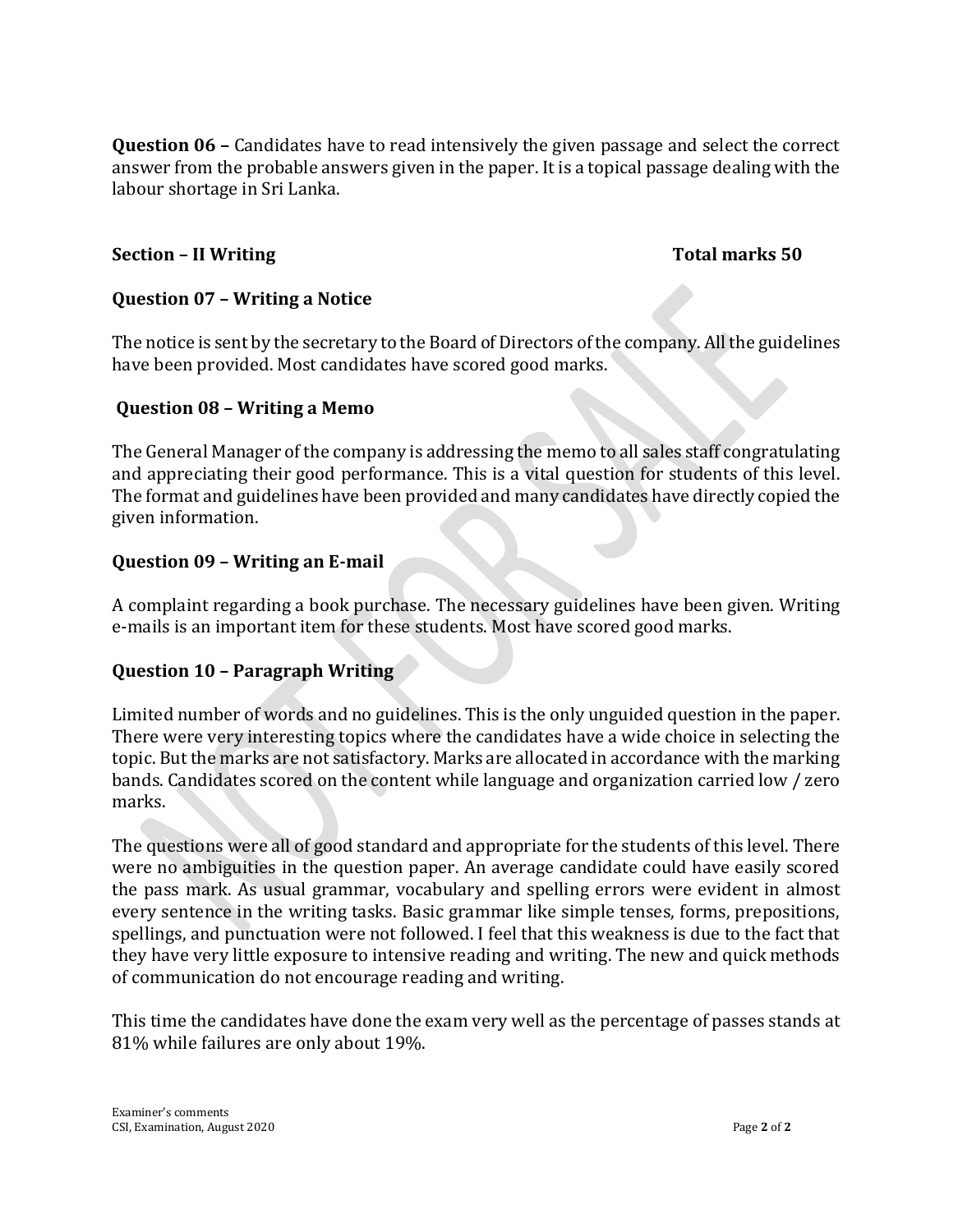**Question 06 –** Candidates have to read intensively the given passage and select the correct answer from the probable answers given in the paper. It is a topical passage dealing with the labour shortage in Sri Lanka.

## Section – II Writing — Total marks 50

### Question 07 – Writing a Notice

The notice is sent by the secretary to the Board of Directors of the company. All the guidelines have been provided. Most candidates have scored good marks.

### Question 08 – Writing a Memo

The General Manager of the company is addressing the memo to all sales staff congratulating and appreciating their good performance. This is a vital question for students of this level. The format and guidelines have been provided and many candidates have directly copied the given information.

### Question 09 – Writing an E-mail

A complaint regarding a book purchase. The necessary guidelines have been given. Writing e-mails is an important item for these students. Most have scored good marks.

### Question 10 – Paragraph Writing

Limited number of words and no guidelines. This is the only unguided question in the paper. There were very interesting topics where the candidates have a wide choice in selecting the topic. But the marks are not satisfactory. Marks are allocated in accordance with the marking bands. Candidates scored on the content while language and organization carried low / zero marks.

The questions were all of good standard and appropriate for the students of this level. There were no ambiguities in the question paper. An average candidate could have easily scored the pass mark. As usual grammar, vocabulary and spelling errors were evident in almost every sentence in the writing tasks. Basic grammar like simple tenses, forms, prepositions, spellings, and punctuation were not followed. I feel that this weakness is due to the fact that they have very little exposure to intensive reading and writing. The new and quick methods of communication do not encourage reading and writing.

This time the candidates have done the exam very well as the percentage of passes stands at 81% while failures are only about 19%.